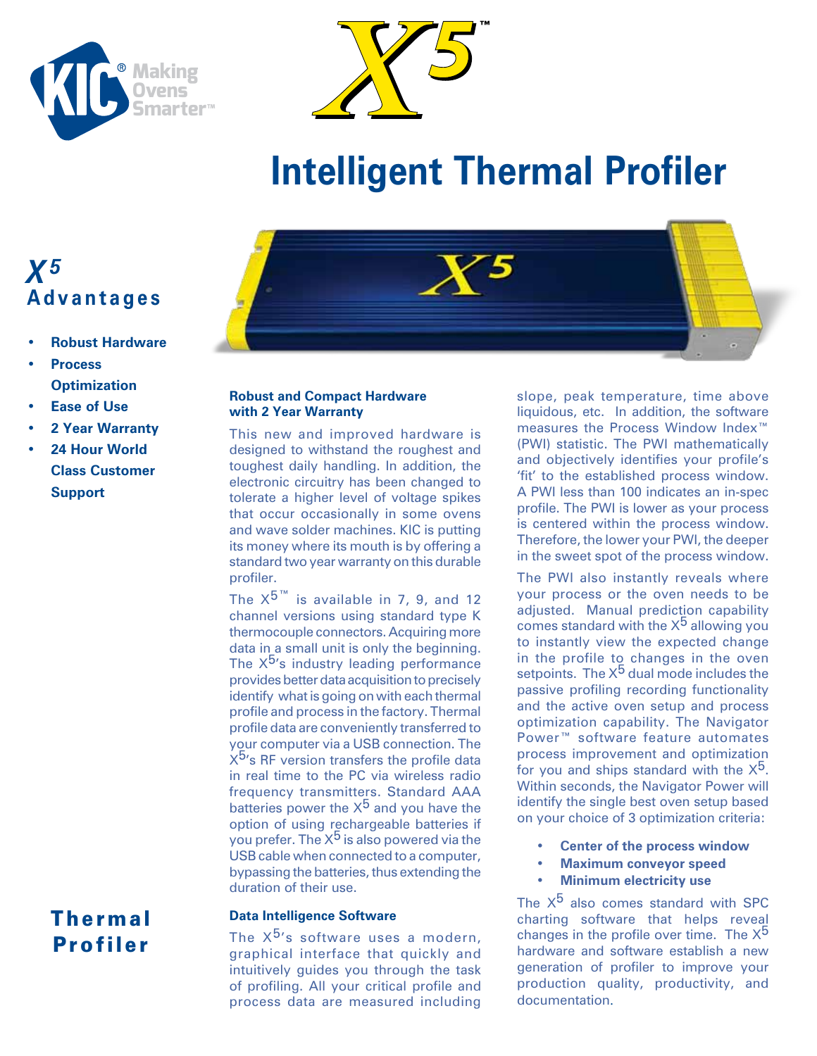KIC® Making Ovens Smarter™

# $X^5$™

# Intelligent Thermal Profiler

## $X^5$ Advantages

- **Robust Hardware**
- **Process Optimization**
- **Ease of Use**
- **2 Year Warranty**
- **24 Hour World Class Customer Support**

## Thermal Profiler

### Robust and Compact Hardware with 2 Year Warranty

This new and improved hardware is designed to withstand the roughest and toughest daily handling. In addition, the electronic circuitry has been changed to tolerate a higher level of voltage spikes that occur occasionally in some ovens and wave solder machines. KIC is putting its money where its mouth is by offering a standard two year warranty on this durable profiler.

The $X^5$™ is available in 7, 9, and 12 channel versions using standard type K thermocouple connectors. Acquiring more data in a small unit is only the beginning. The $X^5$'s industry leading performance provides better data acquisition to precisely identify what is going on with each thermal profile and process in the factory. Thermal profile data are conveniently transferred to your computer via a USB connection. The $X^5$'s RF version transfers the profile data in real time to the PC via wireless radio frequency transmitters. Standard AAA batteries power the $X^5$ and you have the option of using rechargeable batteries if you prefer. The $X^5$ is also powered via the USB cable when connected to a computer, bypassing the batteries, thus extending the duration of their use.

### Data Intelligence Software

The $X^5$'s software uses a modern, graphical interface that quickly and intuitively guides you through the task of profiling. All your critical profile and process data are measured including slope, peak temperature, time above liquidous, etc. In addition, the software measures the Process Window Index™ (PWI) statistic. The PWI mathematically and objectively identifies your profile's 'fit' to the established process window. A PWI less than 100 indicates an in-spec profile. The PWI is lower as your process is centered within the process window. Therefore, the lower your PWI, the deeper in the sweet spot of the process window.

The PWI also instantly reveals where your process or the oven needs to be adjusted. Manual prediction capability comes standard with the $X^5$ allowing you to instantly view the expected change in the profile to changes in the oven setpoints. The $X^5$ dual mode includes the passive profiling recording functionality and the active oven setup and process optimization capability. The Navigator Power™ software feature automates process improvement and optimization for you and ships standard with the $X^5$. Within seconds, the Navigator Power will identify the single best oven setup based on your choice of 3 optimization criteria:

- **Center of the process window**
- **Maximum conveyor speed**
- **Minimum electricity use**

The $X^5$ also comes standard with SPC charting software that helps reveal changes in the profile over time. The $X^5$ hardware and software establish a new generation of profiler to improve your production quality, productivity, and documentation.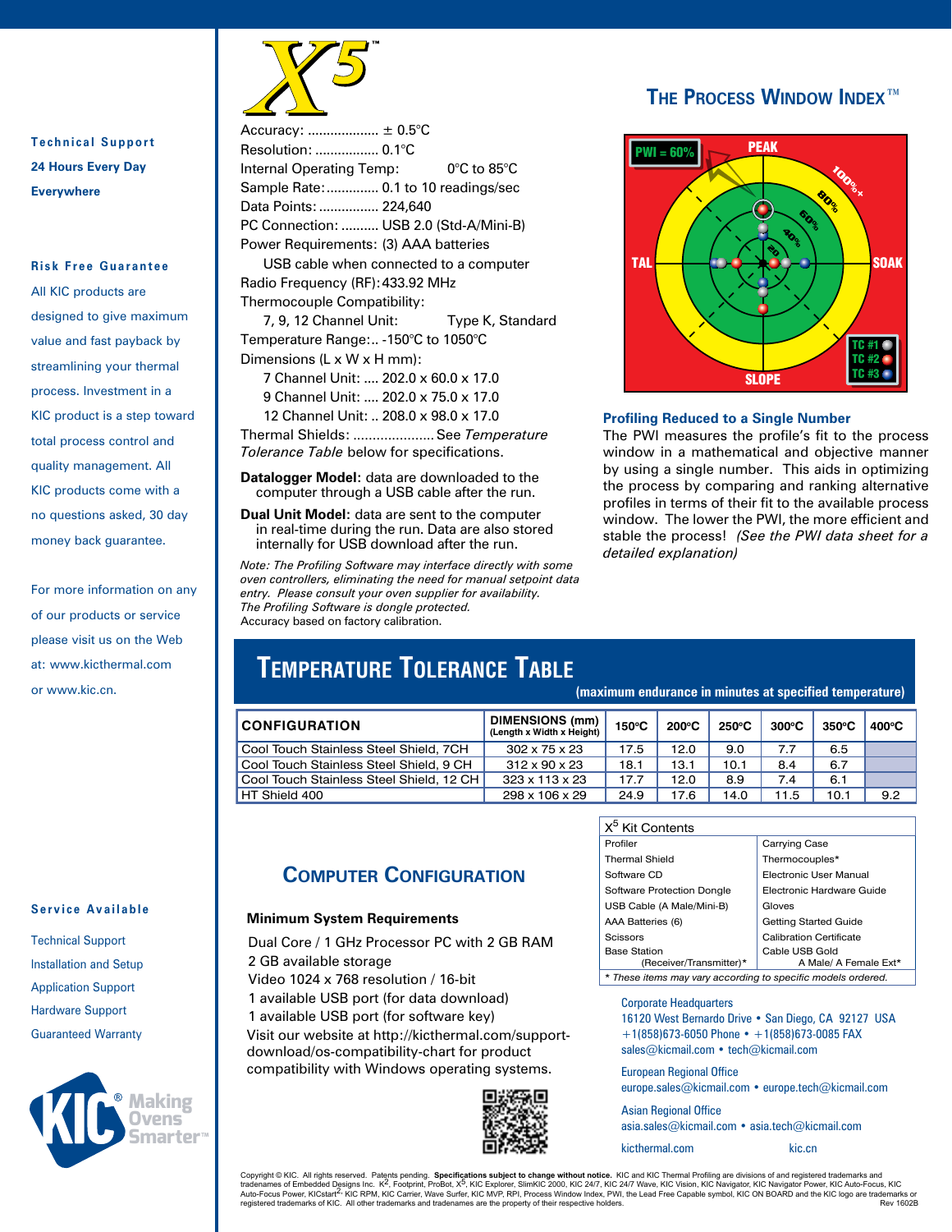**Technical Support**

**24 Hours Every Day**

**Everywhere**

**Risk Free Guarantee**

All KIC products are designed to give maximum value and fast payback by streamlining your thermal process. Investment in a KIC product is a step toward total process control and quality management. All KIC products come with a no questions asked, 30 day money back guarantee.

For more information on any of our products or service please visit us on the Web at: www.kicthermal.com or www.kic.cn.

**Service Available**

Technical Support
Installation and Setup
Application Support
Hardware Support
Guaranteed Warranty

Making Ovens Smarter™

# X5™

Accuracy: .................. ± 0.5°C
Resolution: ................ 0.1°C
Internal Operating Temp: 0°C to 85°C
Sample Rate: ............. 0.1 to 10 readings/sec
Data Points: ............... 224,640
PC Connection: ......... USB 2.0 (Std-A/Mini-B)
Power Requirements: (3) AAA batteries
USB cable when connected to a computer
Radio Frequency (RF): 433.92 MHz
Thermocouple Compatibility:
7, 9, 12 Channel Unit: Type K, Standard
Temperature Range:.. -150°C to 1050°C
Dimensions (L x W x H mm):
7 Channel Unit: .... 202.0 x 60.0 x 17.0
9 Channel Unit: .... 202.0 x 75.0 x 17.0
12 Channel Unit: .. 208.0 x 98.0 x 17.0
Thermal Shields: ..................... See *Temperature Tolerance Table* below for specifications.

**Datalogger Model:** data are downloaded to the computer through a USB cable after the run.

**Dual Unit Model:** data are sent to the computer in real-time during the run. Data are also stored internally for USB download after the run.

*Note: The Profiling Software may interface directly with some oven controllers, eliminating the need for manual setpoint data entry. Please consult your oven supplier for availability.*
*The Profiling Software is dongle protected.*
Accuracy based on factory calibration.

## The Process Window Index™

PWI = 60%
PEAK
TAL
SOAK
SLOPE
100%+
80%
60%
40%
20
TC #1
TC #2
TC #3

**Profiling Reduced to a Single Number**

The PWI measures the profile's fit to the process window in a mathematical and objective manner by using a single number. This aids in optimizing the process by comparing and ranking alternative profiles in terms of their fit to the available process window. The lower the PWI, the more efficient and stable the process! *(See the PWI data sheet for a detailed explanation)*

## Temperature Tolerance Table

**(maximum endurance in minutes at specified temperature)**

| CONFIGURATION | DIMENSIONS (mm) (Length x Width x Height) | 150°C | 200°C | 250°C | 300°C | 350°C | 400°C |
|---|---|---|---|---|---|---|---|
| Cool Touch Stainless Steel Shield, 7CH | 302 x 75 x 23 | 17.5 | 12.0 | 9.0 | 7.7 | 6.5 | |
| Cool Touch Stainless Steel Shield, 9 CH | 312 x 90 x 23 | 18.1 | 13.1 | 10.1 | 8.4 | 6.7 | |
| Cool Touch Stainless Steel Shield, 12 CH | 323 x 113 x 23 | 17.7 | 12.0 | 8.9 | 7.4 | 6.1 | |
| HT Shield 400 | 298 x 106 x 29 | 24.9 | 17.6 | 14.0 | 11.5 | 10.1 | 9.2 |

## Computer Configuration

**Minimum System Requirements**

Dual Core / 1 GHz Processor PC with 2 GB RAM
2 GB available storage
Video 1024 x 768 resolution / 16-bit
1 available USB port (for data download)
1 available USB port (for software key)
Visit our website at http://kicthermal.com/support-download/os-compatibility-chart for product compatibility with Windows operating systems.

| X5 Kit Contents | |
|---|---|
| Profiler | Carrying Case |
| Thermal Shield | Thermocouples* |
| Software CD | Electronic User Manual |
| Software Protection Dongle | Electronic Hardware Guide |
| USB Cable (A Male/Mini-B) | Gloves |
| AAA Batteries (6) | Getting Started Guide |
| Scissors | Calibration Certificate |
| Base Station (Receiver/Transmitter)* | Cable USB Gold A Male/ A Female Ext* |

*\* These items may vary according to specific models ordered.*

Corporate Headquarters
16120 West Bernardo Drive • San Diego, CA 92127 USA
+1(858)673-6050 Phone • +1(858)673-0085 FAX
sales@kicmail.com • tech@kicmail.com

European Regional Office
europe.sales@kicmail.com • europe.tech@kicmail.com

Asian Regional Office
asia.sales@kicmail.com • asia.tech@kicmail.com

kicthermal.com kic.cn

Copyright © KIC. All rights reserved. Patents pending. **Specifications subject to change without notice.** KIC and KIC Thermal Profiling are divisions of and registered trademarks and tradenames of Embedded Designs Inc. K2, Footprint, ProBot, X5, KIC Explorer, SlimKIC 2000, KIC 24/7, KIC 24/7 Wave, KIC Vision, KIC Navigator, KIC Navigator Power, KIC Auto-Focus, KIC Auto-Focus Power, KICstart2, KIC RPM, KIC Carrier, Wave Surfer, KIC MVP, RPI, Process Window Index, PWI, the Lead Free Capable symbol, KIC ON BOARD and the KIC logo are trademarks or registered trademarks of KIC. All other trademarks and tradenames are the property of their respective holders. Rev 1602B